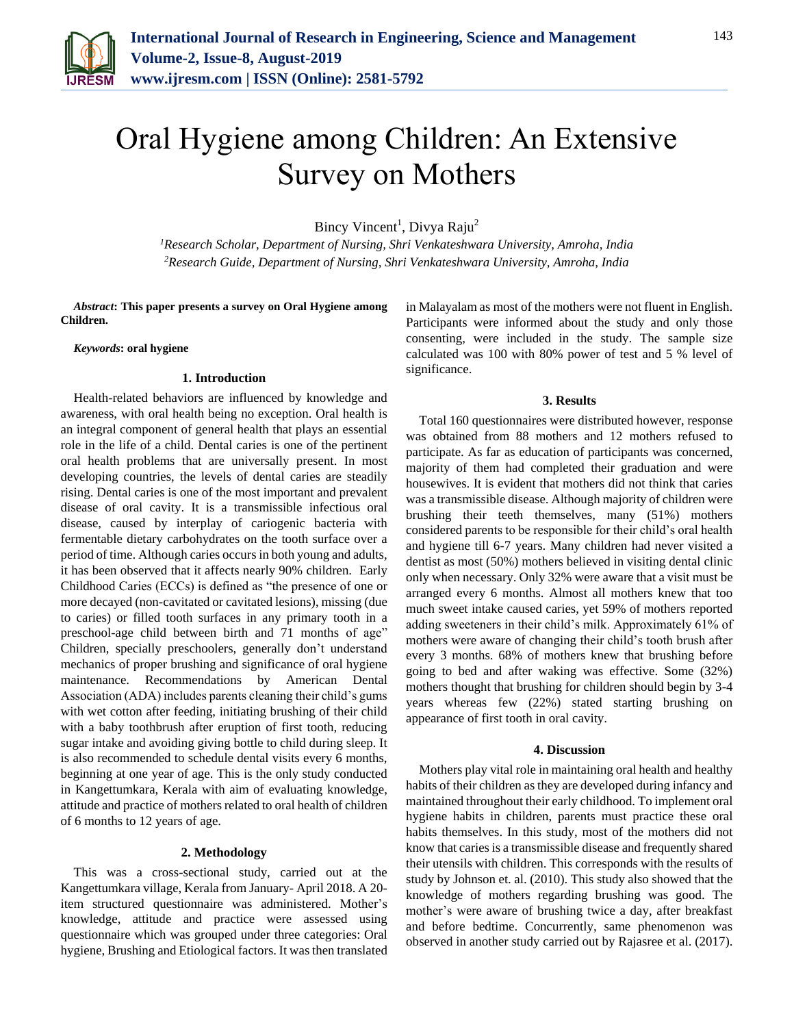# Oral Hygiene among Children: An Extensive Survey on Mothers

Bincy Vincent[1], Divya Raju[2]

[1]*Research Scholar, Department of Nursing, Shri Venkateshwara University, Amroha, India*
[2]*Research Guide, Department of Nursing, Shri Venkateshwara University, Amroha, India*

***Abstract*: This paper presents a survey on Oral Hygiene among Children.**

***Keywords*: oral hygiene**

## 1. Introduction

Health-related behaviors are influenced by knowledge and awareness, with oral health being no exception. Oral health is an integral component of general health that plays an essential role in the life of a child. Dental caries is one of the pertinent oral health problems that are universally present. In most developing countries, the levels of dental caries are steadily rising. Dental caries is one of the most important and prevalent disease of oral cavity. It is a transmissible infectious oral disease, caused by interplay of cariogenic bacteria with fermentable dietary carbohydrates on the tooth surface over a period of time. Although caries occurs in both young and adults, it has been observed that it affects nearly 90% children. Early Childhood Caries (ECCs) is defined as "the presence of one or more decayed (non-cavitated or cavitated lesions), missing (due to caries) or filled tooth surfaces in any primary tooth in a preschool-age child between birth and 71 months of age" Children, specially preschoolers, generally don't understand mechanics of proper brushing and significance of oral hygiene maintenance. Recommendations by American Dental Association (ADA) includes parents cleaning their child's gums with wet cotton after feeding, initiating brushing of their child with a baby toothbrush after eruption of first tooth, reducing sugar intake and avoiding giving bottle to child during sleep. It is also recommended to schedule dental visits every 6 months, beginning at one year of age. This is the only study conducted in Kangettumkara, Kerala with aim of evaluating knowledge, attitude and practice of mothers related to oral health of children of 6 months to 12 years of age.

## 2. Methodology

This was a cross-sectional study, carried out at the Kangettumkara village, Kerala from January- April 2018. A 20-item structured questionnaire was administered. Mother's knowledge, attitude and practice were assessed using questionnaire which was grouped under three categories: Oral hygiene, Brushing and Etiological factors. It was then translated in Malayalam as most of the mothers were not fluent in English. Participants were informed about the study and only those consenting, were included in the study. The sample size calculated was 100 with 80% power of test and 5 % level of significance.

## 3. Results

Total 160 questionnaires were distributed however, response was obtained from 88 mothers and 12 mothers refused to participate. As far as education of participants was concerned, majority of them had completed their graduation and were housewives. It is evident that mothers did not think that caries was a transmissible disease. Although majority of children were brushing their teeth themselves, many (51%) mothers considered parents to be responsible for their child's oral health and hygiene till 6-7 years. Many children had never visited a dentist as most (50%) mothers believed in visiting dental clinic only when necessary. Only 32% were aware that a visit must be arranged every 6 months. Almost all mothers knew that too much sweet intake caused caries, yet 59% of mothers reported adding sweeteners in their child's milk. Approximately 61% of mothers were aware of changing their child's tooth brush after every 3 months. 68% of mothers knew that brushing before going to bed and after waking was effective. Some (32%) mothers thought that brushing for children should begin by 3-4 years whereas few (22%) stated starting brushing on appearance of first tooth in oral cavity.

## 4. Discussion

Mothers play vital role in maintaining oral health and healthy habits of their children as they are developed during infancy and maintained throughout their early childhood. To implement oral hygiene habits in children, parents must practice these oral habits themselves. In this study, most of the mothers did not know that caries is a transmissible disease and frequently shared their utensils with children. This corresponds with the results of study by Johnson et. al. (2010). This study also showed that the knowledge of mothers regarding brushing was good. The mother's were aware of brushing twice a day, after breakfast and before bedtime. Concurrently, same phenomenon was observed in another study carried out by Rajasree et al. (2017).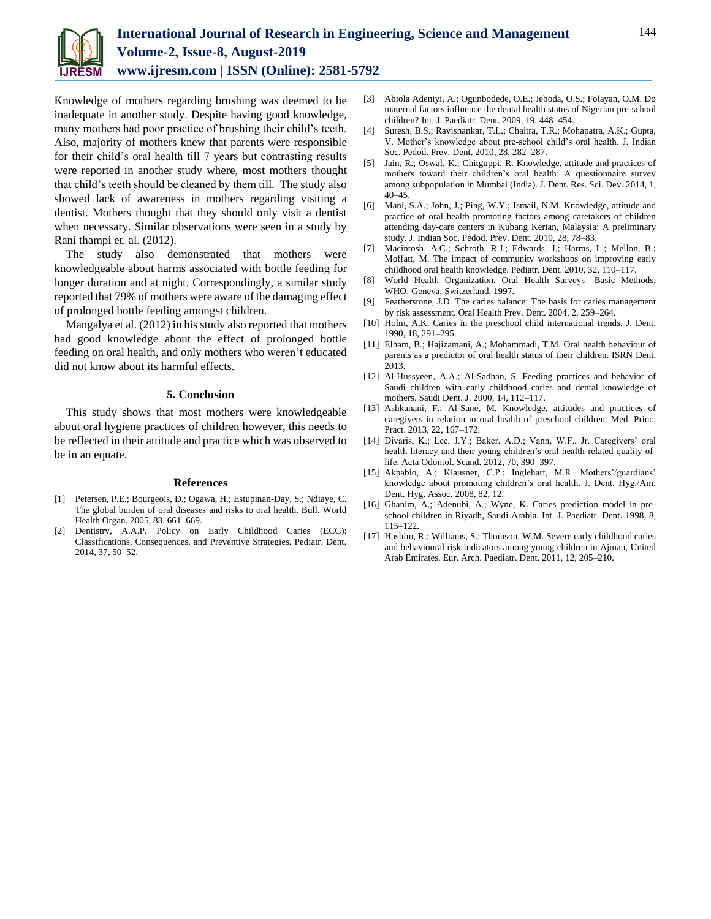Knowledge of mothers regarding brushing was deemed to be inadequate in another study. Despite having good knowledge, many mothers had poor practice of brushing their child's teeth. Also, majority of mothers knew that parents were responsible for their child's oral health till 7 years but contrasting results were reported in another study where, most mothers thought that child's teeth should be cleaned by them till. The study also showed lack of awareness in mothers regarding visiting a dentist. Mothers thought that they should only visit a dentist when necessary. Similar observations were seen in a study by Rani thampi et. al. (2012).

The study also demonstrated that mothers were knowledgeable about harms associated with bottle feeding for longer duration and at night. Correspondingly, a similar study reported that 79% of mothers were aware of the damaging effect of prolonged bottle feeding amongst children.

Mangalya et al. (2012) in his study also reported that mothers had good knowledge about the effect of prolonged bottle feeding on oral health, and only mothers who weren't educated did not know about its harmful effects.

## 5. Conclusion

This study shows that most mothers were knowledgeable about oral hygiene practices of children however, this needs to be reflected in their attitude and practice which was observed to be in an equate.

## References

[1] Petersen, P.E.; Bourgeois, D.; Ogawa, H.; Estupinan-Day, S.; Ndiaye, C. The global burden of oral diseases and risks to oral health. Bull. World Health Organ. 2005, 83, 661–669.

[2] Dentistry, A.A.P. Policy on Early Childhood Caries (ECC): Classifications, Consequences, and Preventive Strategies. Pediatr. Dent. 2014, 37, 50–52.

[3] Abiola Adeniyi, A.; Ogunbodede, O.E.; Jeboda, O.S.; Folayan, O.M. Do maternal factors influence the dental health status of Nigerian pre-school children? Int. J. Paediatr. Dent. 2009, 19, 448–454.

[4] Suresh, B.S.; Ravishankar, T.L.; Chaitra, T.R.; Mohapatra, A.K.; Gupta, V. Mother's knowledge about pre-school child's oral health. J. Indian Soc. Pedod. Prev. Dent. 2010, 28, 282–287.

[5] Jain, R.; Oswal, K.; Chitguppi, R. Knowledge, attitude and practices of mothers toward their children's oral health: A questionnaire survey among subpopulation in Mumbai (India). J. Dent. Res. Sci. Dev. 2014, 1, 40–45.

[6] Mani, S.A.; John, J.; Ping, W.Y.; Ismail, N.M. Knowledge, attitude and practice of oral health promoting factors among caretakers of children attending day-care centers in Kubang Kerian, Malaysia: A preliminary study. J. Indian Soc. Pedod. Prev. Dent. 2010, 28, 78–83.

[7] Macintosh, A.C.; Schroth, R.J.; Edwards, J.; Harms, L.; Mellon, B.; Moffatt, M. The impact of community workshops on improving early childhood oral health knowledge. Pediatr. Dent. 2010, 32, 110–117.

[8] World Health Organization. Oral Health Surveys—Basic Methods; WHO: Geneva, Switzerland, 1997.

[9] Featherstone, J.D. The caries balance: The basis for caries management by risk assessment. Oral Health Prev. Dent. 2004, 2, 259–264.

[10] Holm, A.K. Caries in the preschool child international trends. J. Dent. 1990, 18, 291–295.

[11] Elham, B.; Hajizamani, A.; Mohammadi, T.M. Oral health behaviour of parents as a predictor of oral health status of their children. ISRN Dent. 2013.

[12] Al-Hussyeen, A.A.; Al-Sadhan, S. Feeding practices and behavior of Saudi children with early childhood caries and dental knowledge of mothers. Saudi Dent. J. 2000, 14, 112–117.

[13] Ashkanani, F.; Al-Sane, M. Knowledge, attitudes and practices of caregivers in relation to oral health of preschool children. Med. Princ. Pract. 2013, 22, 167–172.

[14] Divaris, K.; Lee, J.Y.; Baker, A.D.; Vann, W.F., Jr. Caregivers' oral health literacy and their young children's oral health-related quality-of-life. Acta Odontol. Scand. 2012, 70, 390–397.

[15] Akpabio, A.; Klausner, C.P.; Inglehart, M.R. Mothers'/guardians' knowledge about promoting children's oral health. J. Dent. Hyg./Am. Dent. Hyg. Assoc. 2008, 82, 12.

[16] Ghanim, A.; Adenubi, A.; Wyne, K. Caries prediction model in pre-school children in Riyadh, Saudi Arabia. Int. J. Paediatr. Dent. 1998, 8, 115–122.

[17] Hashim, R.; Williams, S.; Thomson, W.M. Severe early childhood caries and behavioural risk indicators among young children in Ajman, United Arab Emirates. Eur. Arch. Paediatr. Dent. 2011, 12, 205–210.